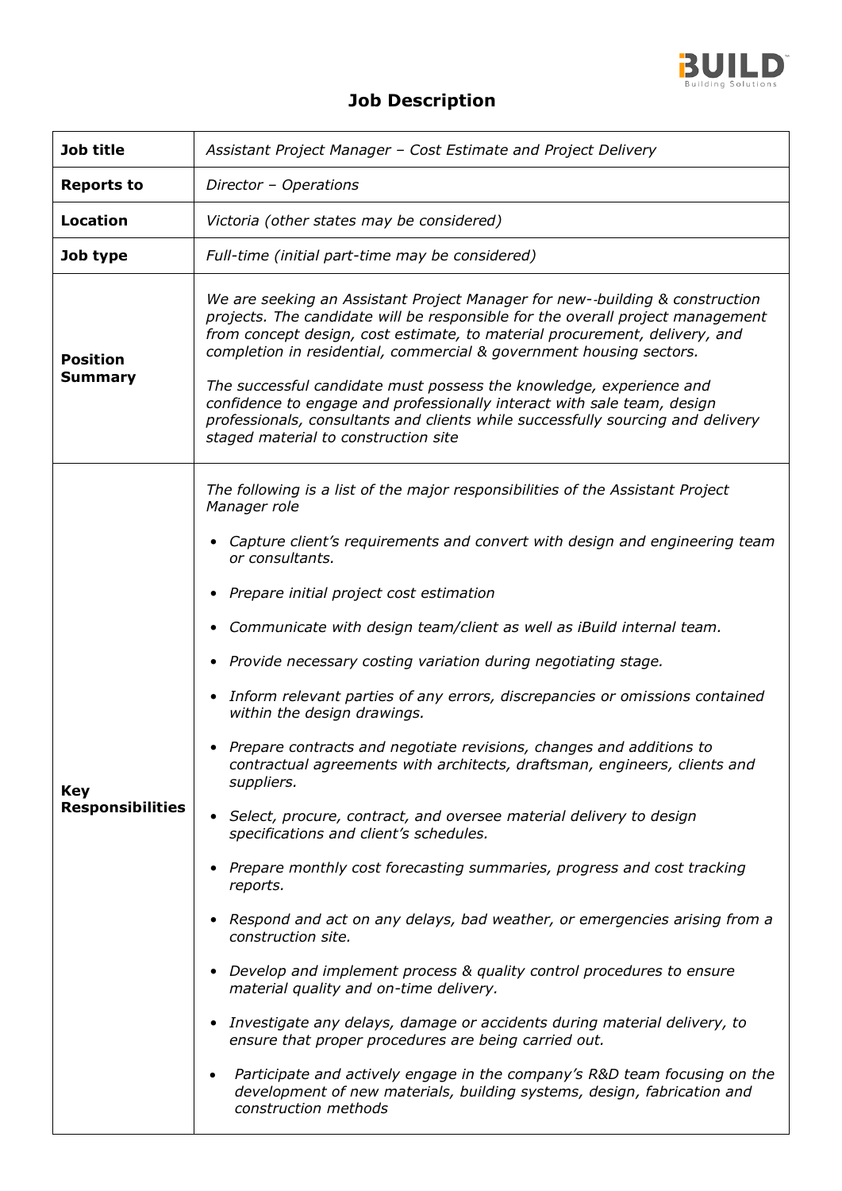# Job Description

| | |
|---|---|
| **Job title** | *Assistant Project Manager – Cost Estimate and Project Delivery* |
| **Reports to** | *Director – Operations* |
| **Location** | *Victoria (other states may be considered)* |
| **Job type** | *Full-time (initial part-time may be considered)* |
| **Position Summary** | *We are seeking an Assistant Project Manager for new--building & construction projects. The candidate will be responsible for the overall project management from concept design, cost estimate, to material procurement, delivery, and completion in residential, commercial & government housing sectors.*<br><br>*The successful candidate must possess the knowledge, experience and confidence to engage and professionally interact with sale team, design professionals, consultants and clients while successfully sourcing and delivery staged material to construction site* |
| **Key Responsibilities** | *The following is a list of the major responsibilities of the Assistant Project Manager role*<br><br>• *Capture client's requirements and convert with design and engineering team or consultants.*<br>• *Prepare initial project cost estimation*<br>• *Communicate with design team/client as well as iBuild internal team.*<br>• *Provide necessary costing variation during negotiating stage.*<br>• *Inform relevant parties of any errors, discrepancies or omissions contained within the design drawings.*<br>• *Prepare contracts and negotiate revisions, changes and additions to contractual agreements with architects, draftsman, engineers, clients and suppliers.*<br>• *Select, procure, contract, and oversee material delivery to design specifications and client's schedules.*<br>• *Prepare monthly cost forecasting summaries, progress and cost tracking reports.*<br>• *Respond and act on any delays, bad weather, or emergencies arising from a construction site.*<br>• *Develop and implement process & quality control procedures to ensure material quality and on-time delivery.*<br>• *Investigate any delays, damage or accidents during material delivery, to ensure that proper procedures are being carried out.*<br>• *Participate and actively engage in the company's R&D team focusing on the development of new materials, building systems, design, fabrication and construction methods* |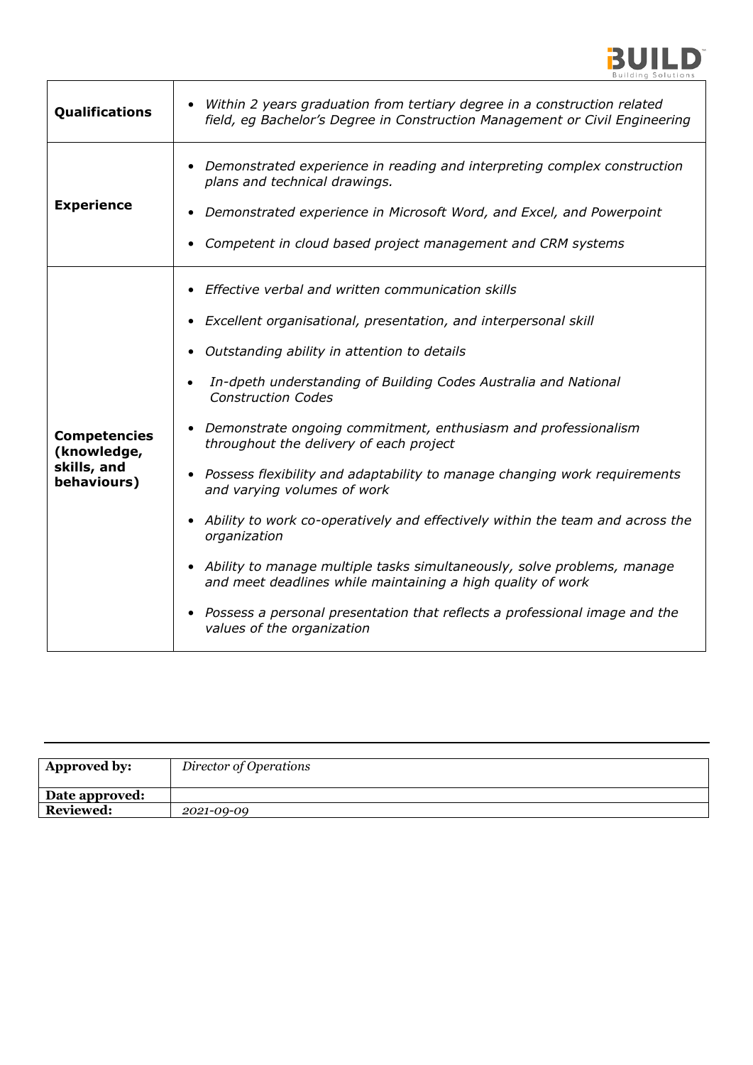| | |
|---|---|
| **Qualifications** | • *Within 2 years graduation from tertiary degree in a construction related field, eg Bachelor's Degree in Construction Management or Civil Engineering* |
| **Experience** | • *Demonstrated experience in reading and interpreting complex construction plans and technical drawings.*<br>• *Demonstrated experience in Microsoft Word, and Excel, and Powerpoint*<br>• *Competent in cloud based project management and CRM systems* |
| **Competencies (knowledge, skills, and behaviours)** | • *Effective verbal and written communication skills*<br>• *Excellent organisational, presentation, and interpersonal skill*<br>• *Outstanding ability in attention to details*<br>• *In-dpeth understanding of Building Codes Australia and National Construction Codes*<br>• *Demonstrate ongoing commitment, enthusiasm and professionalism throughout the delivery of each project*<br>• *Possess flexibility and adaptability to manage changing work requirements and varying volumes of work*<br>• *Ability to work co-operatively and effectively within the team and across the organization*<br>• *Ability to manage multiple tasks simultaneously, solve problems, manage and meet deadlines while maintaining a high quality of work*<br>• *Possess a personal presentation that reflects a professional image and the values of the organization* |

| | |
|---|---|
| **Approved by:** | *Director of Operations* |
| **Date approved:** | |
| **Reviewed:** | *2021-09-09* |